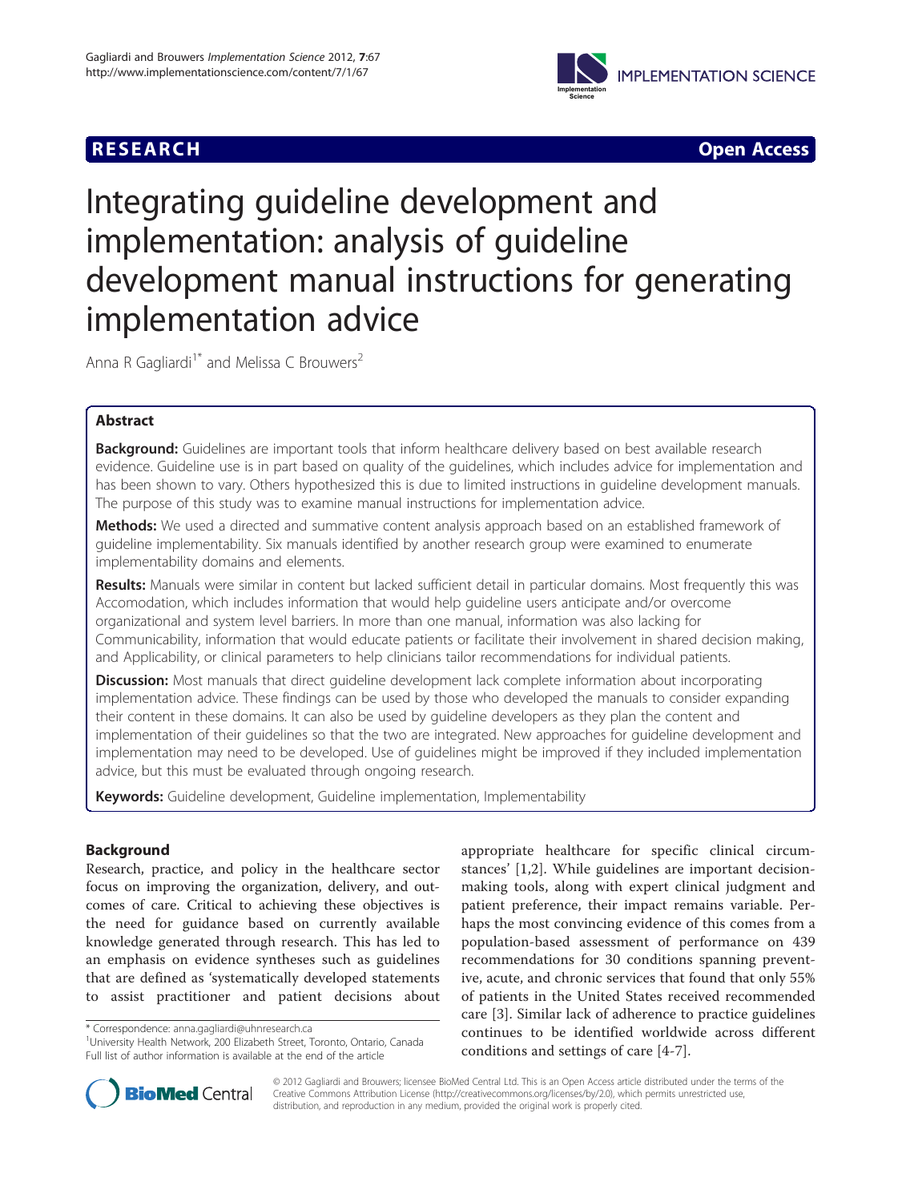RESEARCH Open Access

# Integrating guideline development and implementation: analysis of guideline development manual instructions for generating implementation advice

Anna R Gagliardi[1*] and Melissa C Brouwers[2]

## Abstract

**Background:** Guidelines are important tools that inform healthcare delivery based on best available research evidence. Guideline use is in part based on quality of the guidelines, which includes advice for implementation and has been shown to vary. Others hypothesized this is due to limited instructions in guideline development manuals. The purpose of this study was to examine manual instructions for implementation advice.

**Methods:** We used a directed and summative content analysis approach based on an established framework of guideline implementability. Six manuals identified by another research group were examined to enumerate implementability domains and elements.

**Results:** Manuals were similar in content but lacked sufficient detail in particular domains. Most frequently this was Accomodation, which includes information that would help guideline users anticipate and/or overcome organizational and system level barriers. In more than one manual, information was also lacking for Communicability, information that would educate patients or facilitate their involvement in shared decision making, and Applicability, or clinical parameters to help clinicians tailor recommendations for individual patients.

**Discussion:** Most manuals that direct guideline development lack complete information about incorporating implementation advice. These findings can be used by those who developed the manuals to consider expanding their content in these domains. It can also be used by guideline developers as they plan the content and implementation of their guidelines so that the two are integrated. New approaches for guideline development and implementation may need to be developed. Use of guidelines might be improved if they included implementation advice, but this must be evaluated through ongoing research.

**Keywords:** Guideline development, Guideline implementation, Implementability

## Background

Research, practice, and policy in the healthcare sector focus on improving the organization, delivery, and outcomes of care. Critical to achieving these objectives is the need for guidance based on currently available knowledge generated through research. This has led to an emphasis on evidence syntheses such as guidelines that are defined as 'systematically developed statements to assist practitioner and patient decisions about appropriate healthcare for specific clinical circumstances' [1,2]. While guidelines are important decision-making tools, along with expert clinical judgment and patient preference, their impact remains variable. Perhaps the most convincing evidence of this comes from a population-based assessment of performance on 439 recommendations for 30 conditions spanning preventive, acute, and chronic services that found that only 55% of patients in the United States received recommended care [3]. Similar lack of adherence to practice guidelines continues to be identified worldwide across different conditions and settings of care [4-7].

\* Correspondence: anna.gagliardi@uhnresearch.ca
[1]University Health Network, 200 Elizabeth Street, Toronto, Ontario, Canada
Full list of author information is available at the end of the article

© 2012 Gagliardi and Brouwers; licensee BioMed Central Ltd. This is an Open Access article distributed under the terms of the Creative Commons Attribution License (http://creativecommons.org/licenses/by/2.0), which permits unrestricted use, distribution, and reproduction in any medium, provided the original work is properly cited.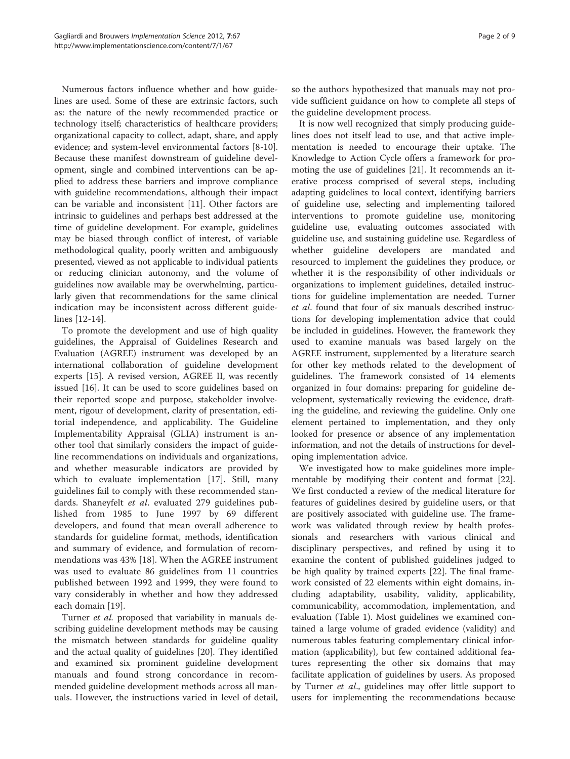Numerous factors influence whether and how guidelines are used. Some of these are extrinsic factors, such as: the nature of the newly recommended practice or technology itself; characteristics of healthcare providers; organizational capacity to collect, adapt, share, and apply evidence; and system-level environmental factors [8-10]. Because these manifest downstream of guideline development, single and combined interventions can be applied to address these barriers and improve compliance with guideline recommendations, although their impact can be variable and inconsistent [11]. Other factors are intrinsic to guidelines and perhaps best addressed at the time of guideline development. For example, guidelines may be biased through conflict of interest, of variable methodological quality, poorly written and ambiguously presented, viewed as not applicable to individual patients or reducing clinician autonomy, and the volume of guidelines now available may be overwhelming, particularly given that recommendations for the same clinical indication may be inconsistent across different guidelines [12-14].

To promote the development and use of high quality guidelines, the Appraisal of Guidelines Research and Evaluation (AGREE) instrument was developed by an international collaboration of guideline development experts [15]. A revised version, AGREE II, was recently issued [16]. It can be used to score guidelines based on their reported scope and purpose, stakeholder involvement, rigour of development, clarity of presentation, editorial independence, and applicability. The Guideline Implementability Appraisal (GLIA) instrument is another tool that similarly considers the impact of guideline recommendations on individuals and organizations, and whether measurable indicators are provided by which to evaluate implementation [17]. Still, many guidelines fail to comply with these recommended standards. Shaneyfelt *et al*. evaluated 279 guidelines published from 1985 to June 1997 by 69 different developers, and found that mean overall adherence to standards for guideline format, methods, identification and summary of evidence, and formulation of recommendations was 43% [18]. When the AGREE instrument was used to evaluate 86 guidelines from 11 countries published between 1992 and 1999, they were found to vary considerably in whether and how they addressed each domain [19].

Turner *et al.* proposed that variability in manuals describing guideline development methods may be causing the mismatch between standards for guideline quality and the actual quality of guidelines [20]. They identified and examined six prominent guideline development manuals and found strong concordance in recommended guideline development methods across all manuals. However, the instructions varied in level of detail, so the authors hypothesized that manuals may not provide sufficient guidance on how to complete all steps of the guideline development process.

It is now well recognized that simply producing guidelines does not itself lead to use, and that active implementation is needed to encourage their uptake. The Knowledge to Action Cycle offers a framework for promoting the use of guidelines [21]. It recommends an iterative process comprised of several steps, including adapting guidelines to local context, identifying barriers of guideline use, selecting and implementing tailored interventions to promote guideline use, monitoring guideline use, evaluating outcomes associated with guideline use, and sustaining guideline use. Regardless of whether guideline developers are mandated and resourced to implement the guidelines they produce, or whether it is the responsibility of other individuals or organizations to implement guidelines, detailed instructions for guideline implementation are needed. Turner *et al.* found that four of six manuals described instructions for developing implementation advice that could be included in guidelines. However, the framework they used to examine manuals was based largely on the AGREE instrument, supplemented by a literature search for other key methods related to the development of guidelines. The framework consisted of 14 elements organized in four domains: preparing for guideline development, systematically reviewing the evidence, drafting the guideline, and reviewing the guideline. Only one element pertained to implementation, and they only looked for presence or absence of any implementation information, and not the details of instructions for developing implementation advice.

We investigated how to make guidelines more implementable by modifying their content and format [22]. We first conducted a review of the medical literature for features of guidelines desired by guideline users, or that are positively associated with guideline use. The framework was validated through review by health professionals and researchers with various clinical and disciplinary perspectives, and refined by using it to examine the content of published guidelines judged to be high quality by trained experts [22]. The final framework consisted of 22 elements within eight domains, including adaptability, usability, validity, applicability, communicability, accommodation, implementation, and evaluation (Table 1). Most guidelines we examined contained a large volume of graded evidence (validity) and numerous tables featuring complementary clinical information (applicability), but few contained additional features representing the other six domains that may facilitate application of guidelines by users. As proposed by Turner *et al.*, guidelines may offer little support to users for implementing the recommendations because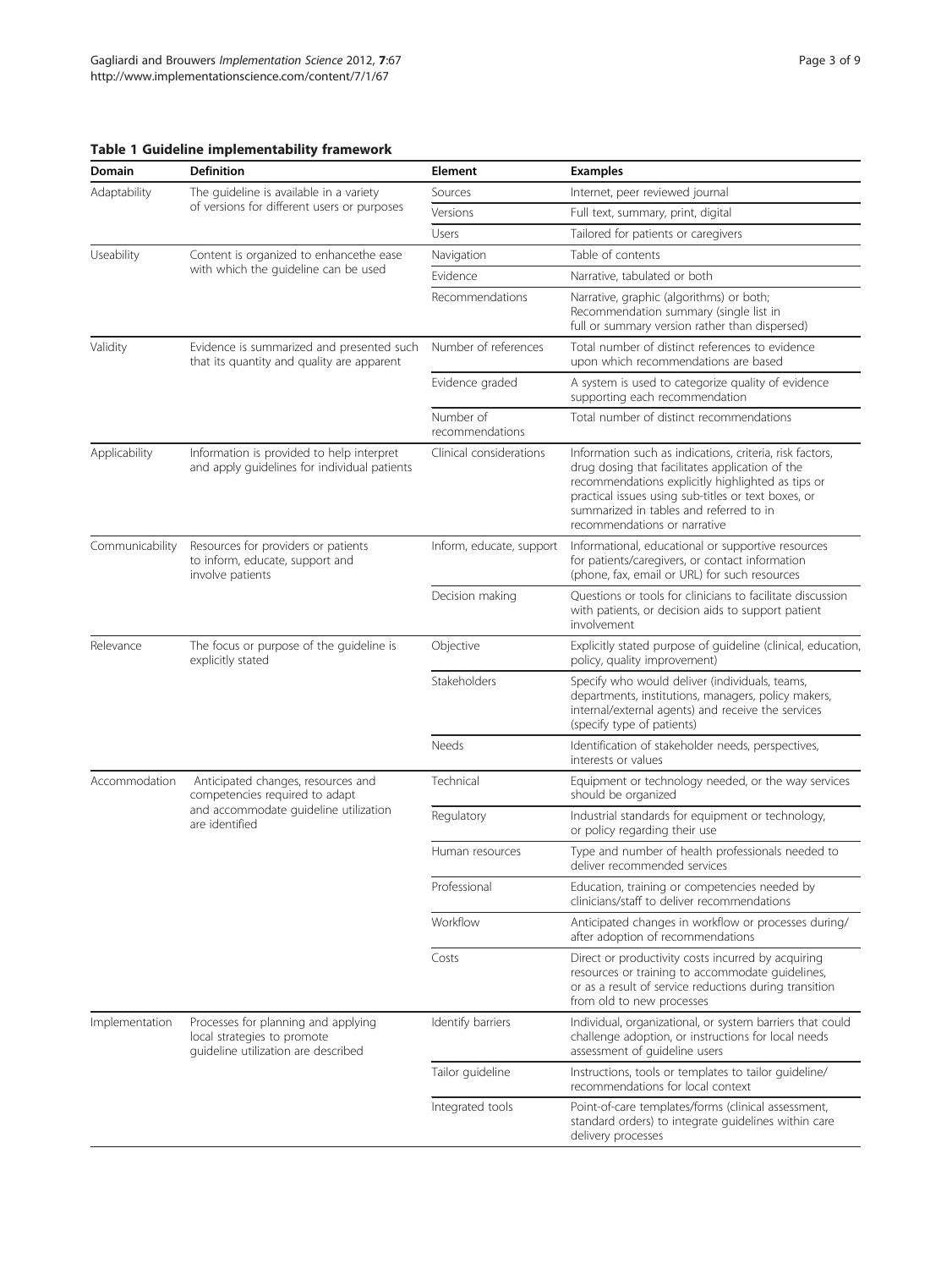**Table 1 Guideline implementability framework**

| Domain | Definition | Element | Examples |
|---|---|---|---|
| Adaptability | The guideline is available in a variety of versions for different users or purposes | Sources | Internet, peer reviewed journal |
| | | Versions | Full text, summary, print, digital |
| | | Users | Tailored for patients or caregivers |
| Useability | Content is organized to enhancethe ease with which the guideline can be used | Navigation | Table of contents |
| | | Evidence | Narrative, tabulated or both |
| | | Recommendations | Narrative, graphic (algorithms) or both; Recommendation summary (single list in full or summary version rather than dispersed) |
| Validity | Evidence is summarized and presented such that its quantity and quality are apparent | Number of references | Total number of distinct references to evidence upon which recommendations are based |
| | | Evidence graded | A system is used to categorize quality of evidence supporting each recommendation |
| | | Number of recommendations | Total number of distinct recommendations |
| Applicability | Information is provided to help interpret and apply guidelines for individual patients | Clinical considerations | Information such as indications, criteria, risk factors, drug dosing that facilitates application of the recommendations explicitly highlighted as tips or practical issues using sub-titles or text boxes, or summarized in tables and referred to in recommendations or narrative |
| Communicability | Resources for providers or patients to inform, educate, support and involve patients | Inform, educate, support | Informational, educational or supportive resources for patients/caregivers, or contact information (phone, fax, email or URL) for such resources |
| | | Decision making | Questions or tools for clinicians to facilitate discussion with patients, or decision aids to support patient involvement |
| Relevance | The focus or purpose of the guideline is explicitly stated | Objective | Explicitly stated purpose of guideline (clinical, education, policy, quality improvement) |
| | | Stakeholders | Specify who would deliver (individuals, teams, departments, institutions, managers, policy makers, internal/external agents) and receive the services (specify type of patients) |
| | | Needs | Identification of stakeholder needs, perspectives, interests or values |
| Accommodation | Anticipated changes, resources and competencies required to adapt and accommodate guideline utilization are identified | Technical | Equipment or technology needed, or the way services should be organized |
| | | Regulatory | Industrial standards for equipment or technology, or policy regarding their use |
| | | Human resources | Type and number of health professionals needed to deliver recommended services |
| | | Professional | Education, training or competencies needed by clinicians/staff to deliver recommendations |
| | | Workflow | Anticipated changes in workflow or processes during/after adoption of recommendations |
| | | Costs | Direct or productivity costs incurred by acquiring resources or training to accommodate guidelines, or as a result of service reductions during transition from old to new processes |
| Implementation | Processes for planning and applying local strategies to promote guideline utilization are described | Identify barriers | Individual, organizational, or system barriers that could challenge adoption, or instructions for local needs assessment of guideline users |
| | | Tailor guideline | Instructions, tools or templates to tailor guideline/recommendations for local context |
| | | Integrated tools | Point-of-care templates/forms (clinical assessment, standard orders) to integrate guidelines within care delivery processes |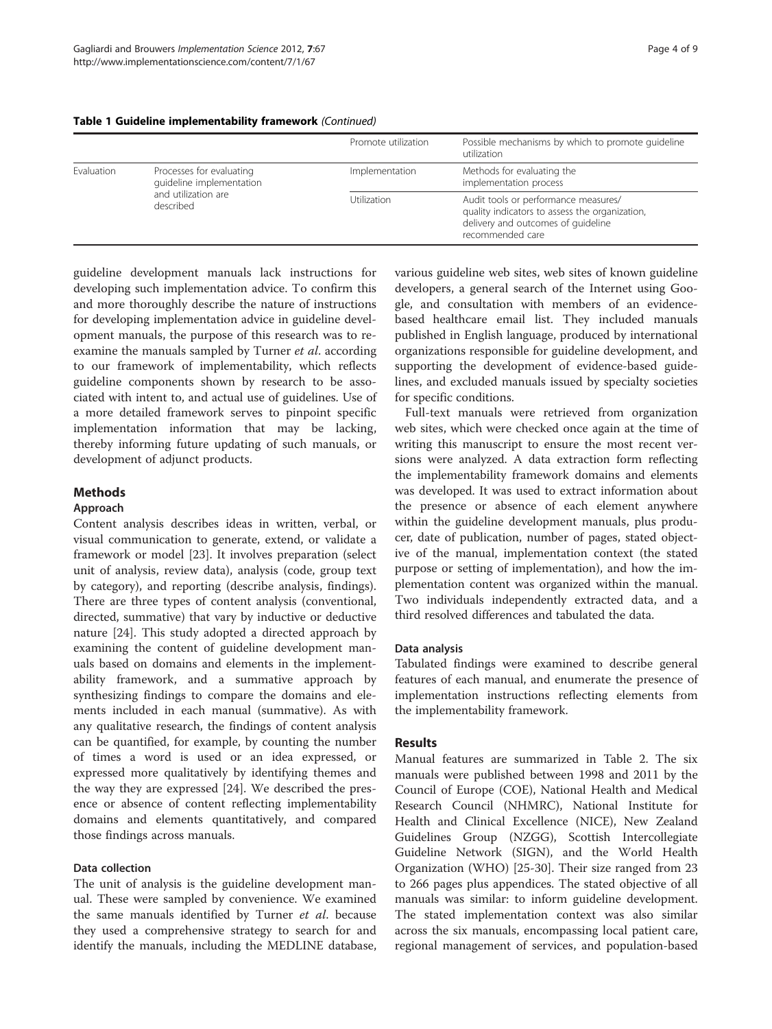**Table 1 Guideline implementability framework** *(Continued)*

| | | | |
|---|---|---|---|
| | | Promote utilization | Possible mechanisms by which to promote guideline utilization |
| Evaluation | Processes for evaluating guideline implementation and utilization are described | Implementation | Methods for evaluating the implementation process |
| | | Utilization | Audit tools or performance measures/ quality indicators to assess the organization, delivery and outcomes of guideline recommended care |

guideline development manuals lack instructions for developing such implementation advice. To confirm this and more thoroughly describe the nature of instructions for developing implementation advice in guideline development manuals, the purpose of this research was to re-examine the manuals sampled by Turner *et al*. according to our framework of implementability, which reflects guideline components shown by research to be associated with intent to, and actual use of guidelines. Use of a more detailed framework serves to pinpoint specific implementation information that may be lacking, thereby informing future updating of such manuals, or development of adjunct products.

## Methods

### Approach

Content analysis describes ideas in written, verbal, or visual communication to generate, extend, or validate a framework or model [23]. It involves preparation (select unit of analysis, review data), analysis (code, group text by category), and reporting (describe analysis, findings). There are three types of content analysis (conventional, directed, summative) that vary by inductive or deductive nature [24]. This study adopted a directed approach by examining the content of guideline development manuals based on domains and elements in the implementability framework, and a summative approach by synthesizing findings to compare the domains and elements included in each manual (summative). As with any qualitative research, the findings of content analysis can be quantified, for example, by counting the number of times a word is used or an idea expressed, or expressed more qualitatively by identifying themes and the way they are expressed [24]. We described the presence or absence of content reflecting implementability domains and elements quantitatively, and compared those findings across manuals.

### Data collection

The unit of analysis is the guideline development manual. These were sampled by convenience. We examined the same manuals identified by Turner *et al*. because they used a comprehensive strategy to search for and identify the manuals, including the MEDLINE database, various guideline web sites, web sites of known guideline developers, a general search of the Internet using Google, and consultation with members of an evidence-based healthcare email list. They included manuals published in English language, produced by international organizations responsible for guideline development, and supporting the development of evidence-based guidelines, and excluded manuals issued by specialty societies for specific conditions.

Full-text manuals were retrieved from organization web sites, which were checked once again at the time of writing this manuscript to ensure the most recent versions were analyzed. A data extraction form reflecting the implementability framework domains and elements was developed. It was used to extract information about the presence or absence of each element anywhere within the guideline development manuals, plus producer, date of publication, number of pages, stated objective of the manual, implementation context (the stated purpose or setting of implementation), and how the implementation content was organized within the manual. Two individuals independently extracted data, and a third resolved differences and tabulated the data.

### Data analysis

Tabulated findings were examined to describe general features of each manual, and enumerate the presence of implementation instructions reflecting elements from the implementability framework.

## Results

Manual features are summarized in Table 2. The six manuals were published between 1998 and 2011 by the Council of Europe (COE), National Health and Medical Research Council (NHMRC), National Institute for Health and Clinical Excellence (NICE), New Zealand Guidelines Group (NZGG), Scottish Intercollegiate Guideline Network (SIGN), and the World Health Organization (WHO) [25-30]. Their size ranged from 23 to 266 pages plus appendices. The stated objective of all manuals was similar: to inform guideline development. The stated implementation context was also similar across the six manuals, encompassing local patient care, regional management of services, and population-based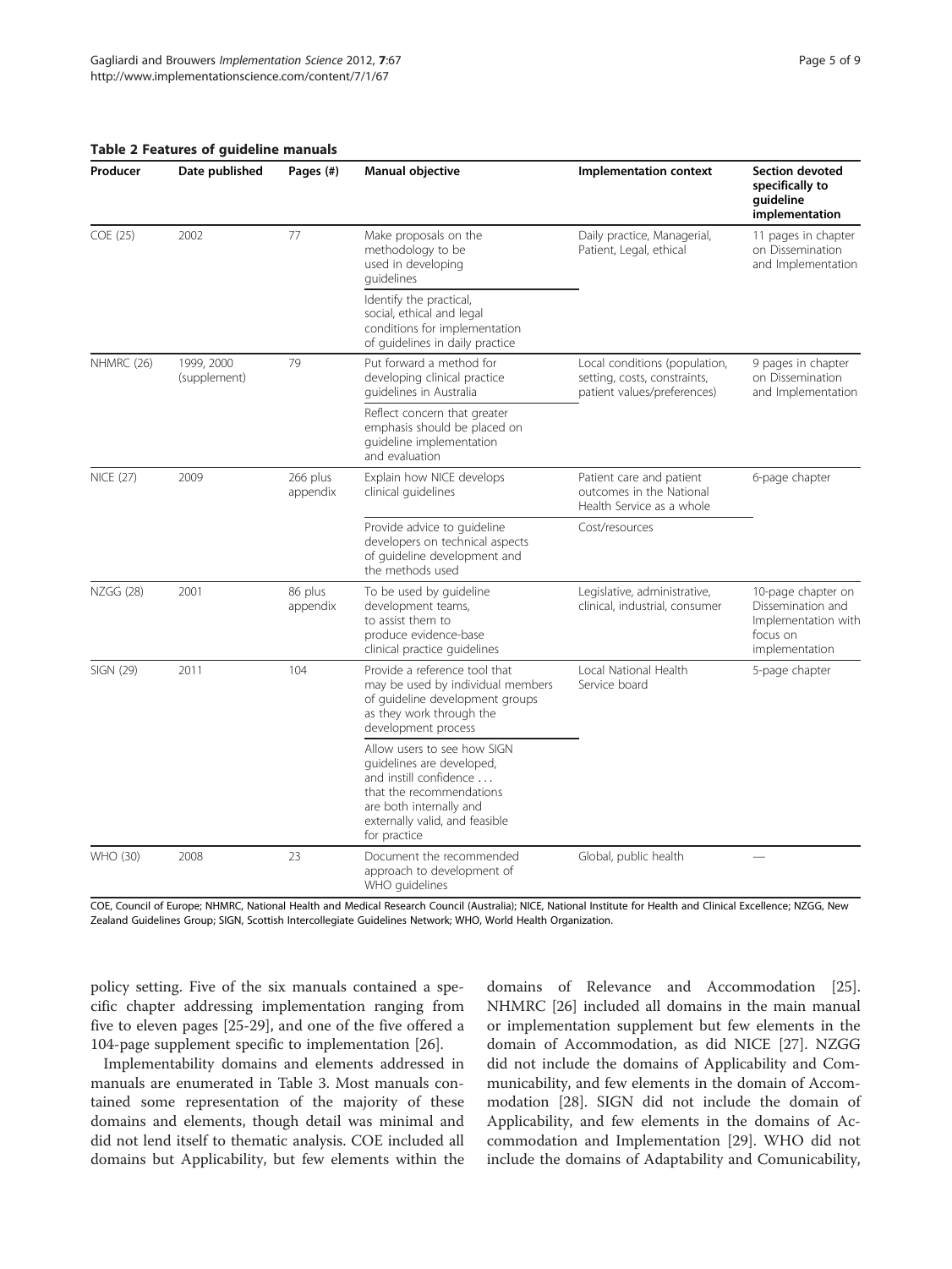**Table 2 Features of guideline manuals**

| Producer | Date published | Pages (#) | Manual objective | Implementation context | Section devoted specifically to guideline implementation |
|---|---|---|---|---|---|
| COE (25) | 2002 | 77 | Make proposals on the methodology to be used in developing guidelines | Daily practice, Managerial, Patient, Legal, ethical | 11 pages in chapter on Dissemination and Implementation |
| | | | Identify the practical, social, ethical and legal conditions for implementation of guidelines in daily practice | | |
| NHMRC (26) | 1999, 2000 (supplement) | 79 | Put forward a method for developing clinical practice guidelines in Australia | Local conditions (population, setting, costs, constraints, patient values/preferences) | 9 pages in chapter on Dissemination and Implementation |
| | | | Reflect concern that greater emphasis should be placed on guideline implementation and evaluation | | |
| NICE (27) | 2009 | 266 plus appendix | Explain how NICE develops clinical guidelines | Patient care and patient outcomes in the National Health Service as a whole | 6-page chapter |
| | | | Provide advice to guideline developers on technical aspects of guideline development and the methods used | Cost/resources | |
| NZGG (28) | 2001 | 86 plus appendix | To be used by guideline development teams, to assist them to produce evidence-base clinical practice guidelines | Legislative, administrative, clinical, industrial, consumer | 10-page chapter on Dissemination and Implementation with focus on implementation |
| SIGN (29) | 2011 | 104 | Provide a reference tool that may be used by individual members of guideline development groups as they work through the development process | Local National Health Service board | 5-page chapter |
| | | | Allow users to see how SIGN guidelines are developed, and instill confidence . . . that the recommendations are both internally and externally valid, and feasible for practice | | |
| WHO (30) | 2008 | 23 | Document the recommended approach to development of WHO guidelines | Global, public health | — |

COE, Council of Europe; NHMRC, National Health and Medical Research Council (Australia); NICE, National Institute for Health and Clinical Excellence; NZGG, New Zealand Guidelines Group; SIGN, Scottish Intercollegiate Guidelines Network; WHO, World Health Organization.

policy setting. Five of the six manuals contained a specific chapter addressing implementation ranging from five to eleven pages [25-29], and one of the five offered a 104-page supplement specific to implementation [26].

Implementability domains and elements addressed in manuals are enumerated in Table 3. Most manuals contained some representation of the majority of these domains and elements, though detail was minimal and did not lend itself to thematic analysis. COE included all domains but Applicability, but few elements within the domains of Relevance and Accommodation [25]. NHMRC [26] included all domains in the main manual or implementation supplement but few elements in the domain of Accommodation, as did NICE [27]. NZGG did not include the domains of Applicability and Communicability, and few elements in the domain of Accommodation [28]. SIGN did not include the domain of Applicability, and few elements in the domains of Accommodation and Implementation [29]. WHO did not include the domains of Adaptability and Comunicability,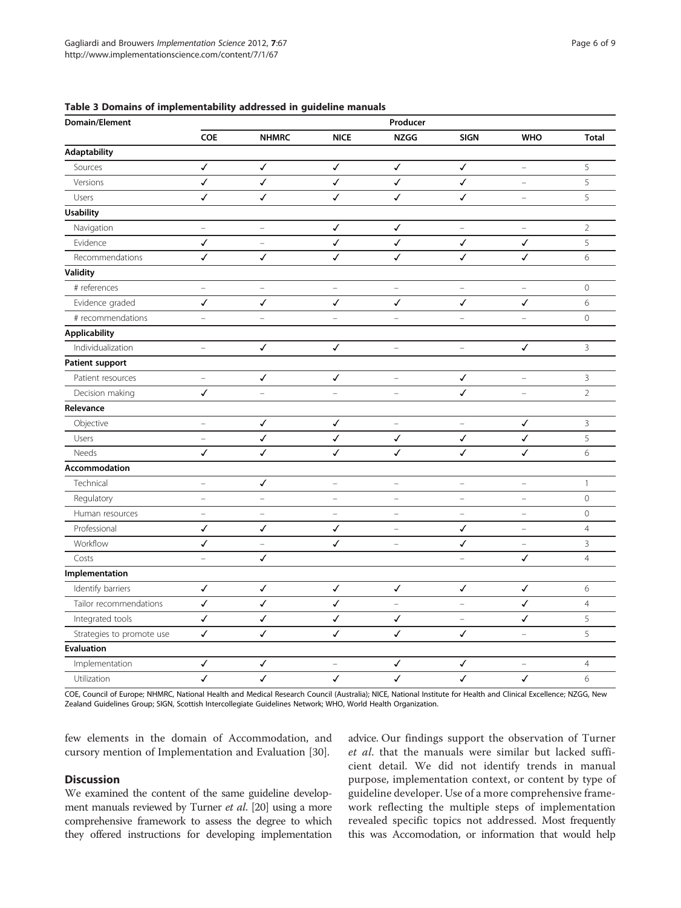**Table 3 Domains of implementability addressed in guideline manuals**

| Domain/Element | Producer | | | | | | |
|---|---|---|---|---|---|---|---|
| | COE | NHMRC | NICE | NZGG | SIGN | WHO | Total |
| **Adaptability** | | | | | | | |
| Sources | ✓ | ✓ | ✓ | ✓ | ✓ | – | 5 |
| Versions | ✓ | ✓ | ✓ | ✓ | ✓ | – | 5 |
| Users | ✓ | ✓ | ✓ | ✓ | ✓ | – | 5 |
| **Usability** | | | | | | | |
| Navigation | – | – | ✓ | ✓ | – | – | 2 |
| Evidence | ✓ | – | ✓ | ✓ | ✓ | ✓ | 5 |
| Recommendations | ✓ | ✓ | ✓ | ✓ | ✓ | ✓ | 6 |
| **Validity** | | | | | | | |
| # references | – | – | – | – | – | – | 0 |
| Evidence graded | ✓ | ✓ | ✓ | ✓ | ✓ | ✓ | 6 |
| # recommendations | – | – | – | – | – | – | 0 |
| **Applicability** | | | | | | | |
| Individualization | – | ✓ | ✓ | – | – | ✓ | 3 |
| **Patient support** | | | | | | | |
| Patient resources | – | ✓ | ✓ | – | ✓ | – | 3 |
| Decision making | ✓ | – | – | – | ✓ | – | 2 |
| **Relevance** | | | | | | | |
| Objective | – | ✓ | ✓ | – | – | ✓ | 3 |
| Users | – | ✓ | ✓ | ✓ | ✓ | ✓ | 5 |
| Needs | ✓ | ✓ | ✓ | ✓ | ✓ | ✓ | 6 |
| **Accommodation** | | | | | | | |
| Technical | – | ✓ | – | – | – | – | 1 |
| Regulatory | – | – | – | – | – | – | 0 |
| Human resources | – | – | – | – | – | – | 0 |
| Professional | ✓ | ✓ | ✓ | – | ✓ | – | 4 |
| Workflow | ✓ | – | ✓ | – | ✓ | – | 3 |
| Costs | – | ✓ | | | – | ✓ | 4 |
| **Implementation** | | | | | | | |
| Identify barriers | ✓ | ✓ | ✓ | ✓ | ✓ | ✓ | 6 |
| Tailor recommendations | ✓ | ✓ | ✓ | – | – | ✓ | 4 |
| Integrated tools | ✓ | ✓ | ✓ | ✓ | – | ✓ | 5 |
| Strategies to promote use | ✓ | ✓ | ✓ | ✓ | ✓ | – | 5 |
| **Evaluation** | | | | | | | |
| Implementation | ✓ | ✓ | – | ✓ | ✓ | – | 4 |
| Utilization | ✓ | ✓ | ✓ | ✓ | ✓ | ✓ | 6 |

COE, Council of Europe; NHMRC, National Health and Medical Research Council (Australia); NICE, National Institute for Health and Clinical Excellence; NZGG, New Zealand Guidelines Group; SIGN, Scottish Intercollegiate Guidelines Network; WHO, World Health Organization.

few elements in the domain of Accommodation, and cursory mention of Implementation and Evaluation [30].

## Discussion

We examined the content of the same guideline development manuals reviewed by Turner *et al.* [20] using a more comprehensive framework to assess the degree to which they offered instructions for developing implementation advice. Our findings support the observation of Turner *et al.* that the manuals were similar but lacked sufficient detail. We did not identify trends in manual purpose, implementation context, or content by type of guideline developer. Use of a more comprehensive framework reflecting the multiple steps of implementation revealed specific topics not addressed. Most frequently this was Accomodation, or information that would help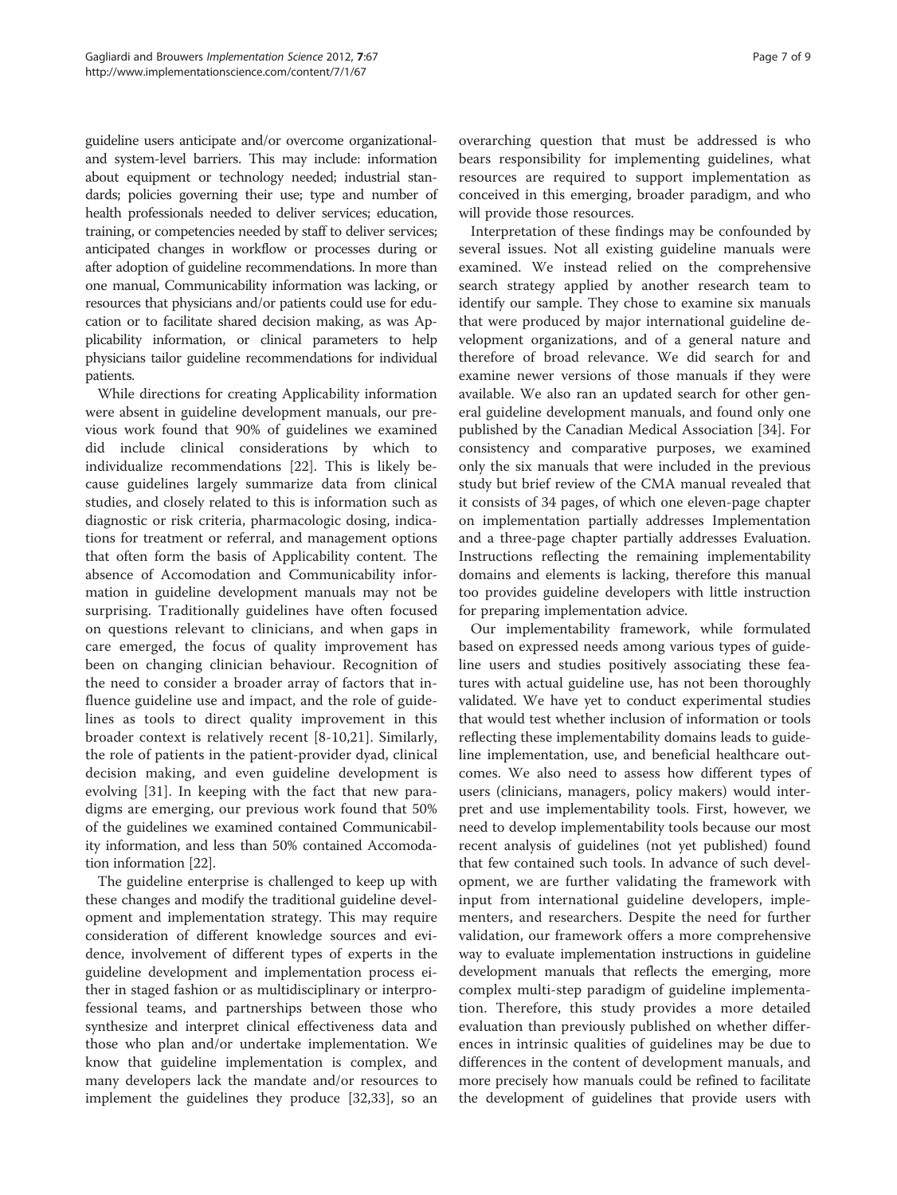guideline users anticipate and/or overcome organizational- and system-level barriers. This may include: information about equipment or technology needed; industrial standards; policies governing their use; type and number of health professionals needed to deliver services; education, training, or competencies needed by staff to deliver services; anticipated changes in workflow or processes during or after adoption of guideline recommendations. In more than one manual, Communicability information was lacking, or resources that physicians and/or patients could use for education or to facilitate shared decision making, as was Applicability information, or clinical parameters to help physicians tailor guideline recommendations for individual patients.

While directions for creating Applicability information were absent in guideline development manuals, our previous work found that 90% of guidelines we examined did include clinical considerations by which to individualize recommendations [22]. This is likely because guidelines largely summarize data from clinical studies, and closely related to this is information such as diagnostic or risk criteria, pharmacologic dosing, indications for treatment or referral, and management options that often form the basis of Applicability content. The absence of Accomodation and Communicability information in guideline development manuals may not be surprising. Traditionally guidelines have often focused on questions relevant to clinicians, and when gaps in care emerged, the focus of quality improvement has been on changing clinician behaviour. Recognition of the need to consider a broader array of factors that influence guideline use and impact, and the role of guidelines as tools to direct quality improvement in this broader context is relatively recent [8-10,21]. Similarly, the role of patients in the patient-provider dyad, clinical decision making, and even guideline development is evolving [31]. In keeping with the fact that new paradigms are emerging, our previous work found that 50% of the guidelines we examined contained Communicability information, and less than 50% contained Accomodation information [22].

The guideline enterprise is challenged to keep up with these changes and modify the traditional guideline development and implementation strategy. This may require consideration of different knowledge sources and evidence, involvement of different types of experts in the guideline development and implementation process either in staged fashion or as multidisciplinary or interprofessional teams, and partnerships between those who synthesize and interpret clinical effectiveness data and those who plan and/or undertake implementation. We know that guideline implementation is complex, and many developers lack the mandate and/or resources to implement the guidelines they produce [32,33], so an overarching question that must be addressed is who bears responsibility for implementing guidelines, what resources are required to support implementation as conceived in this emerging, broader paradigm, and who will provide those resources.

Interpretation of these findings may be confounded by several issues. Not all existing guideline manuals were examined. We instead relied on the comprehensive search strategy applied by another research team to identify our sample. They chose to examine six manuals that were produced by major international guideline development organizations, and of a general nature and therefore of broad relevance. We did search for and examine newer versions of those manuals if they were available. We also ran an updated search for other general guideline development manuals, and found only one published by the Canadian Medical Association [34]. For consistency and comparative purposes, we examined only the six manuals that were included in the previous study but brief review of the CMA manual revealed that it consists of 34 pages, of which one eleven-page chapter on implementation partially addresses Implementation and a three-page chapter partially addresses Evaluation. Instructions reflecting the remaining implementability domains and elements is lacking, therefore this manual too provides guideline developers with little instruction for preparing implementation advice.

Our implementability framework, while formulated based on expressed needs among various types of guideline users and studies positively associating these features with actual guideline use, has not been thoroughly validated. We have yet to conduct experimental studies that would test whether inclusion of information or tools reflecting these implementability domains leads to guideline implementation, use, and beneficial healthcare outcomes. We also need to assess how different types of users (clinicians, managers, policy makers) would interpret and use implementability tools. First, however, we need to develop implementability tools because our most recent analysis of guidelines (not yet published) found that few contained such tools. In advance of such development, we are further validating the framework with input from international guideline developers, implementers, and researchers. Despite the need for further validation, our framework offers a more comprehensive way to evaluate implementation instructions in guideline development manuals that reflects the emerging, more complex multi-step paradigm of guideline implementation. Therefore, this study provides a more detailed evaluation than previously published on whether differences in intrinsic qualities of guidelines may be due to differences in the content of development manuals, and more precisely how manuals could be refined to facilitate the development of guidelines that provide users with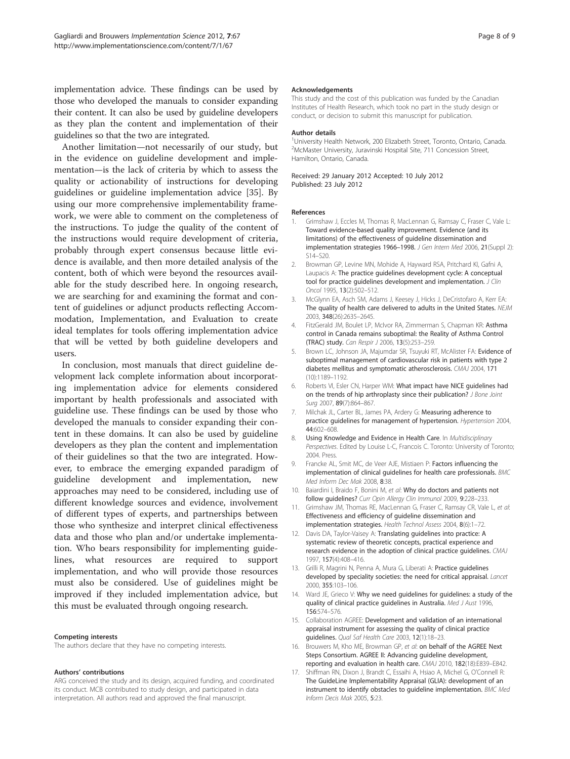implementation advice. These findings can be used by those who developed the manuals to consider expanding their content. It can also be used by guideline developers as they plan the content and implementation of their guidelines so that the two are integrated.

Another limitation—not necessarily of our study, but in the evidence on guideline development and implementation—is the lack of criteria by which to assess the quality or actionability of instructions for developing guidelines or guideline implementation advice [35]. By using our more comprehensive implementability framework, we were able to comment on the completeness of the instructions. To judge the quality of the content of the instructions would require development of criteria, probably through expert consensus because little evidence is available, and then more detailed analysis of the content, both of which were beyond the resources available for the study described here. In ongoing research, we are searching for and examining the format and content of guidelines or adjunct products reflecting Accommodation, Implementation, and Evaluation to create ideal templates for tools offering implementation advice that will be vetted by both guideline developers and users.

In conclusion, most manuals that direct guideline development lack complete information about incorporating implementation advice for elements considered important by health professionals and associated with guideline use. These findings can be used by those who developed the manuals to consider expanding their content in these domains. It can also be used by guideline developers as they plan the content and implementation of their guidelines so that the two are integrated. However, to embrace the emerging expanded paradigm of guideline development and implementation, new approaches may need to be considered, including use of different knowledge sources and evidence, involvement of different types of experts, and partnerships between those who synthesize and interpret clinical effectiveness data and those who plan and/or undertake implementation. Who bears responsibility for implementing guidelines, what resources are required to support implementation, and who will provide those resources must also be considered. Use of guidelines might be improved if they included implementation advice, but this must be evaluated through ongoing research.

#### Competing interests
The authors declare that they have no competing interests.

#### Authors' contributions
ARG conceived the study and its design, acquired funding, and coordinated its conduct. MCB contributed to study design, and participated in data interpretation. All authors read and approved the final manuscript.

#### Acknowledgements
This study and the cost of this publication was funded by the Canadian Institutes of Health Research, which took no part in the study design or conduct, or decision to submit this manuscript for publication.

#### Author details
[1]University Health Network, 200 Elizabeth Street, Toronto, Ontario, Canada. [2]McMaster University, Juravinski Hospital Site, 711 Concession Street, Hamilton, Ontario, Canada.

Received: 29 January 2012 Accepted: 10 July 2012
Published: 23 July 2012

#### References

1. Grimshaw J, Eccles M, Thomas R, MacLennan G, Ramsay C, Fraser C, Vale L: **Toward evidence-based quality improvement. Evidence (and its limitations) of the effectiveness of guideline dissemination and implementation strategies 1966–1998.** *J Gen Intern Med* 2006, **21**(Suppl 2): S14–S20.
2. Browman GP, Levine MN, Mohide A, Hayward RSA, Pritchard KI, Gafni A, Laupacis A: **The practice guidelines development cycle: A conceptual tool for practice guidelines development and implementation.** *J Clin Oncol* 1995, **13**(2):502–512.
3. McGlynn EA, Asch SM, Adams J, Keesey J, Hicks J, DeCristofaro A, Kerr EA: **The quality of health care delivered to adults in the United States.** *NEJM* 2003, **348**(26):2635–2645.
4. FitzGerald JM, Boulet LP, McIvor RA, Zimmerman S, Chapman KR: **Asthma control in Canada remains suboptimal: the Reality of Asthma Control (TRAC) study.** *Can Respir J* 2006, **13**(5):253–259.
5. Brown LC, Johnson JA, Majumdar SR, Tsuyuki RT, McAlister FA: **Evidence of suboptimal management of cardiovascular risk in patients with type 2 diabetes mellitus and symptomatic atherosclerosis.** *CMAJ* 2004, **171** (10):1189–1192.
6. Roberts VI, Esler CN, Harper WM: **What impact have NICE guidelines had on the trends of hip arthroplasty since their publication?** *J Bone Joint Surg* 2007, **89**(7):864–867.
7. Milchak JL, Carter BL, James PA, Ardery G: **Measuring adherence to practice guidelines for management of hypertension.** *Hypertension* 2004, **44**:602–608.
8. **Using Knowledge and Evidence in Health Care.** In *Multidisciplinary Perspectives*. Edited by Louise L-C, Francois C. Toronto: University of Toronto; 2004. Press.
9. Francke AL, Smit MC, de Veer AJE, Mistiaen P: **Factors influencing the implementation of clinical guidelines for health care professionals.** *BMC Med Inform Dec Mak* 2008, **8**:38.
10. Baiardini I, Braido F, Bonini M, *et al*: **Why do doctors and patients not follow guidelines?** *Curr Opin Allergy Clin Immunol* 2009, **9**:228–233.
11. Grimshaw JM, Thomas RE, MacLennan G, Fraser C, Ramsay CR, Vale L, *et al*: **Effectiveness and efficiency of guideline dissemination and implementation strategies.** *Health Technol Assess* 2004, **8**(6):1–72.
12. Davis DA, Taylor-Vaisey A: **Translating guidelines into practice: A systematic review of theoretic concepts, practical experience and research evidence in the adoption of clinical practice guidelines.** *CMAJ* 1997, **157**(4):408–416.
13. Grilli R, Magrini N, Penna A, Mura G, Liberati A: **Practice guidelines developed by speciality societies: the need for critical appraisal.** *Lancet* 2000, **355**:103–106.
14. Ward JE, Grieco V: **Why we need guidelines for guidelines: a study of the quality of clinical practice guidelines in Australia.** *Med J Aust* 1996, **156**:574–576.
15. Collaboration AGREE: **Development and validation of an international appraisal instrument for assessing the quality of clinical practice guidelines.** *Qual Saf Health Care* 2003, **12**(1):18–23.
16. Brouwers M, Kho ME, Browman GP, *et al*: **on behalf of the AGREE Next Steps Consortium. AGREE II: Advancing guideline development, reporting and evaluation in health care.** *CMAJ* 2010, **182**(18):E839–E842.
17. Shiffman RN, Dixon J, Brandt C, Essaihi A, Hsiao A, Michel G, O'Connell R: **The GuideLine Implementability Appraisal (GLIA): development of an instrument to identify obstacles to guideline implementation.** *BMC Med Inform Decis Mak* 2005, **5**:23.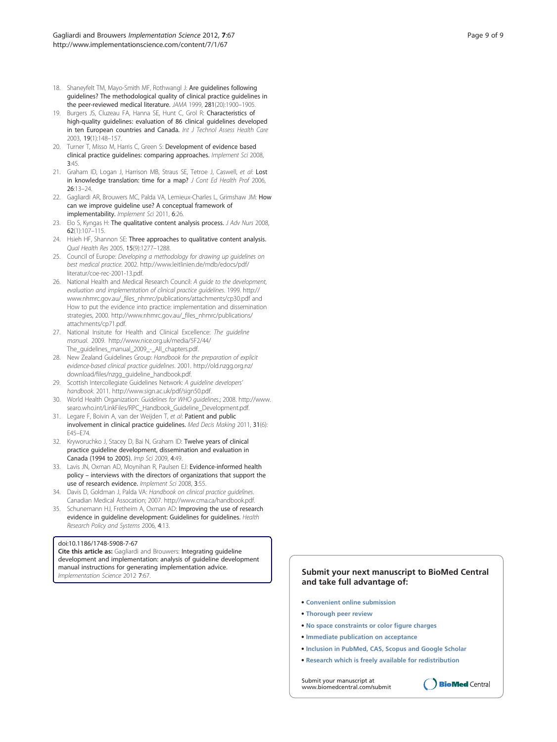18. Shaneyfelt TM, Mayo-Smith MF, Rothwangl J: **Are guidelines following guidelines? The methodological quality of clinical practice guidelines in the peer-reviewed medical literature.** *JAMA* 1999, **281**(20):1900–1905.
19. Burgers JS, Cluzeau FA, Hanna SE, Hunt C, Grol R: **Characteristics of high-quality guidelines: evaluation of 86 clinical guidelines developed in ten European countries and Canada.** *Int J Technol Assess Health Care* 2003, **19**(1):148–157.
20. Turner T, Misso M, Harris C, Green S: **Development of evidence based clinical practice guidelines: comparing approaches.** *Implement Sci* 2008, **3**:45.
21. Graham ID, Logan J, Harrison MB, Straus SE, Tetroe J, Caswell, *et al*: **Lost in knowledge translation: time for a map?** *J Cont Ed Health Prof* 2006, **26**:13–24.
22. Gagliardi AR, Brouwers MC, Palda VA, Lemieux-Charles L, Grimshaw JM: **How can we improve guideline use? A conceptual framework of implementability.** *Implement Sci* 2011, **6**:26.
23. Elo S, Kyngas H: **The qualitative content analysis process.** *J Adv Nurs* 2008, **62**(1):107–115.
24. Hsieh HF, Shannon SE: **Three approaches to qualitative content analysis.** *Qual Health Res* 2005, **15**(9):1277–1288.
25. Council of Europe: *Developing a methodology for drawing up guidelines on best medical practice.* 2002. http://www.leitlinien.de/mdb/edocs/pdf/literatur/coe-rec-2001-13.pdf.
26. National Health and Medical Research Council: *A guide to the development, evaluation and implementation of clinical practice guidelines.* 1999. http://www.nhmrc.gov.au/_files_nhmrc/publications/attachments/cp30.pdf and How to put the evidence into practice: implementation and dissemination strategies, 2000. http://www.nhmrc.gov.au/_files_nhmrc/publications/attachments/cp71.pdf.
27. National Insitute for Health and Clinical Excellence: *The guideline manual.* 2009. http://www.nice.org.uk/media/5F2/44/The_guidelines_manual_2009_-_All_chapters.pdf.
28. New Zealand Guidelines Group: *Handbook for the preparation of explicit evidence-based clinical practice guidelines.* 2001. http://old.nzgg.org.nz/download/files/nzgg_guideline_handbook.pdf.
29. Scottish Intercollegiate Guidelines Network: *A guideline developers' handbook.* 2011. http://www.sign.ac.uk/pdf/sign50.pdf.
30. World Health Organization: *Guidelines for WHO guidelines.*; 2008. http://www.searo.who.int/LinkFiles/RPC_Handbook_Guideline_Development.pdf.
31. Legare F, Boivin A, van der Weijden T, *et al*: **Patient and public involvement in clinical practice guidelines.** *Med Decis Making* 2011, **31**(6): E45–E74.
32. Kryworuchko J, Stacey D, Bai N, Graham ID: **Twelve years of clinical practice guideline development, dissemination and evaluation in Canada (1994 to 2005).** *Imp Sci* 2009, **4**:49.
33. Lavis JN, Oxman AD, Moynihan R, Paulsen EJ: **Evidence-informed health policy – interviews with the directors of organizations that support the use of research evidence.** *Implement Sci* 2008, **3**:55.
34. Davis D, Goldman J, Palda VA: *Handbook on clinical practice guidelines.* Canadian Medical Assocation; 2007. http://www.cma.ca/handbook.pdf.
35. Schunemann HJ, Fretheim A, Oxman AD: **Improving the use of research evidence in guideline development: Guidelines for guidelines.** *Health Research Policy and Systems* 2006, **4**:13.

doi:10.1186/1748-5908-7-67

**Cite this article as:** Gagliardi and Brouwers: Integrating guideline development and implementation: analysis of guideline development manual instructions for generating implementation advice. *Implementation Science* 2012 **7**:67.

**Submit your next manuscript to BioMed Central and take full advantage of:**

- **Convenient online submission**
- **Thorough peer review**
- **No space constraints or color figure charges**
- **Immediate publication on acceptance**
- **Inclusion in PubMed, CAS, Scopus and Google Scholar**
- **Research which is freely available for redistribution**

Submit your manuscript at www.biomedcentral.com/submit

BioMed Central